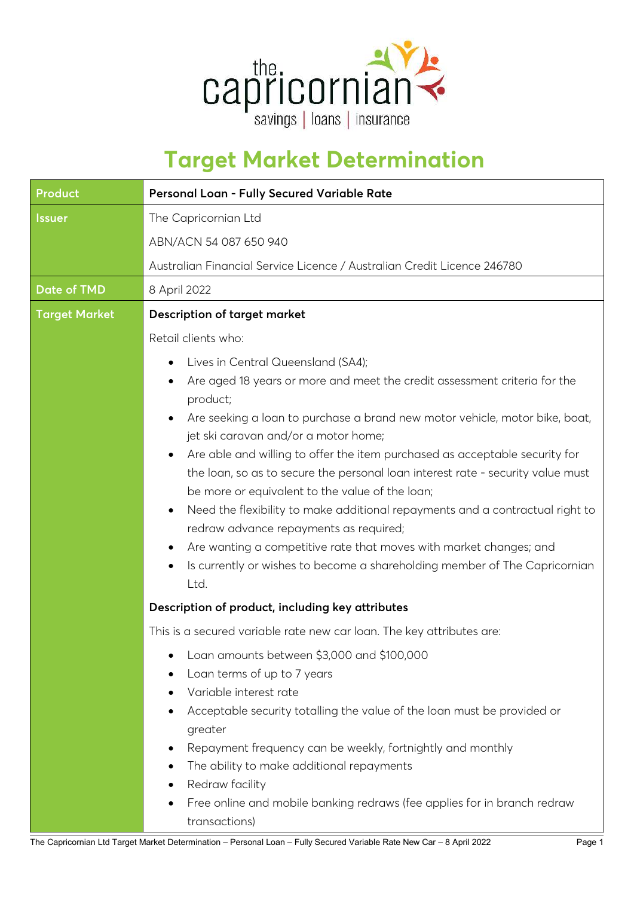# Target Market Determination

| Product | Personal Loan - Fully Secured Variable Rate |
|---|---|
| Issuer | The Capricornian Ltd<br>ABN/ACN 54 087 650 940<br>Australian Financial Service Licence / Australian Credit Licence 246780 |
| Date of TMD | 8 April 2022 |
| Target Market | **Description of target market**<br>Retail clients who:<br>• Lives in Central Queensland (SA4);<br>• Are aged 18 years or more and meet the credit assessment criteria for the product;<br>• Are seeking a loan to purchase a brand new motor vehicle, motor bike, boat, jet ski caravan and/or a motor home;<br>• Are able and willing to offer the item purchased as acceptable security for the loan, so as to secure the personal loan interest rate - security value must be more or equivalent to the value of the loan;<br>• Need the flexibility to make additional repayments and a contractual right to redraw advance repayments as required;<br>• Are wanting a competitive rate that moves with market changes; and<br>• Is currently or wishes to become a shareholding member of The Capricornian Ltd.<br>**Description of product, including key attributes**<br>This is a secured variable rate new car loan. The key attributes are:<br>• Loan amounts between $3,000 and $100,000<br>• Loan terms of up to 7 years<br>• Variable interest rate<br>• Acceptable security totalling the value of the loan must be provided or greater<br>• Repayment frequency can be weekly, fortnightly and monthly<br>• The ability to make additional repayments<br>• Redraw facility<br>• Free online and mobile banking redraws (fee applies for in branch redraw transactions) |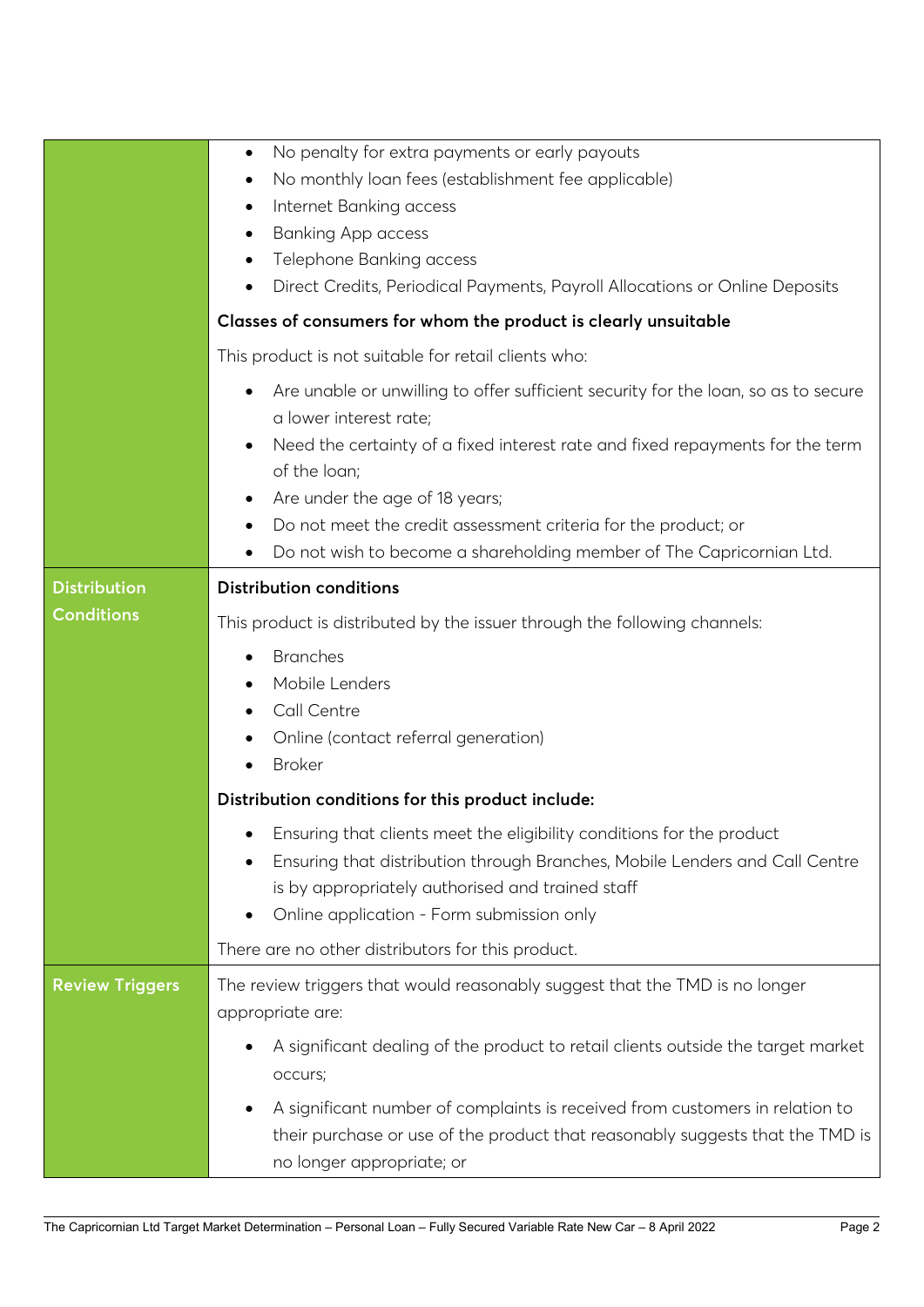| | |
|---|---|
| | <ul><li>No penalty for extra payments or early payouts</li><li>No monthly loan fees (establishment fee applicable)</li><li>Internet Banking access</li><li>Banking App access</li><li>Telephone Banking access</li><li>Direct Credits, Periodical Payments, Payroll Allocations or Online Deposits</li></ul>**Classes of consumers for whom the product is clearly unsuitable**<br><br>This product is not suitable for retail clients who:<ul><li>Are unable or unwilling to offer sufficient security for the loan, so as to secure a lower interest rate;</li><li>Need the certainty of a fixed interest rate and fixed repayments for the term of the loan;</li><li>Are under the age of 18 years;</li><li>Do not meet the credit assessment criteria for the product; or</li><li>Do not wish to become a shareholding member of The Capricornian Ltd.</li></ul> |
| **Distribution Conditions** | **Distribution conditions**<br><br>This product is distributed by the issuer through the following channels:<ul><li>Branches</li><li>Mobile Lenders</li><li>Call Centre</li><li>Online (contact referral generation)</li><li>Broker</li></ul>**Distribution conditions for this product include:**<ul><li>Ensuring that clients meet the eligibility conditions for the product</li><li>Ensuring that distribution through Branches, Mobile Lenders and Call Centre is by appropriately authorised and trained staff</li><li>Online application - Form submission only</li></ul>There are no other distributors for this product. |
| **Review Triggers** | The review triggers that would reasonably suggest that the TMD is no longer appropriate are:<ul><li>A significant dealing of the product to retail clients outside the target market occurs;</li><li>A significant number of complaints is received from customers in relation to their purchase or use of the product that reasonably suggests that the TMD is no longer appropriate; or</li></ul> |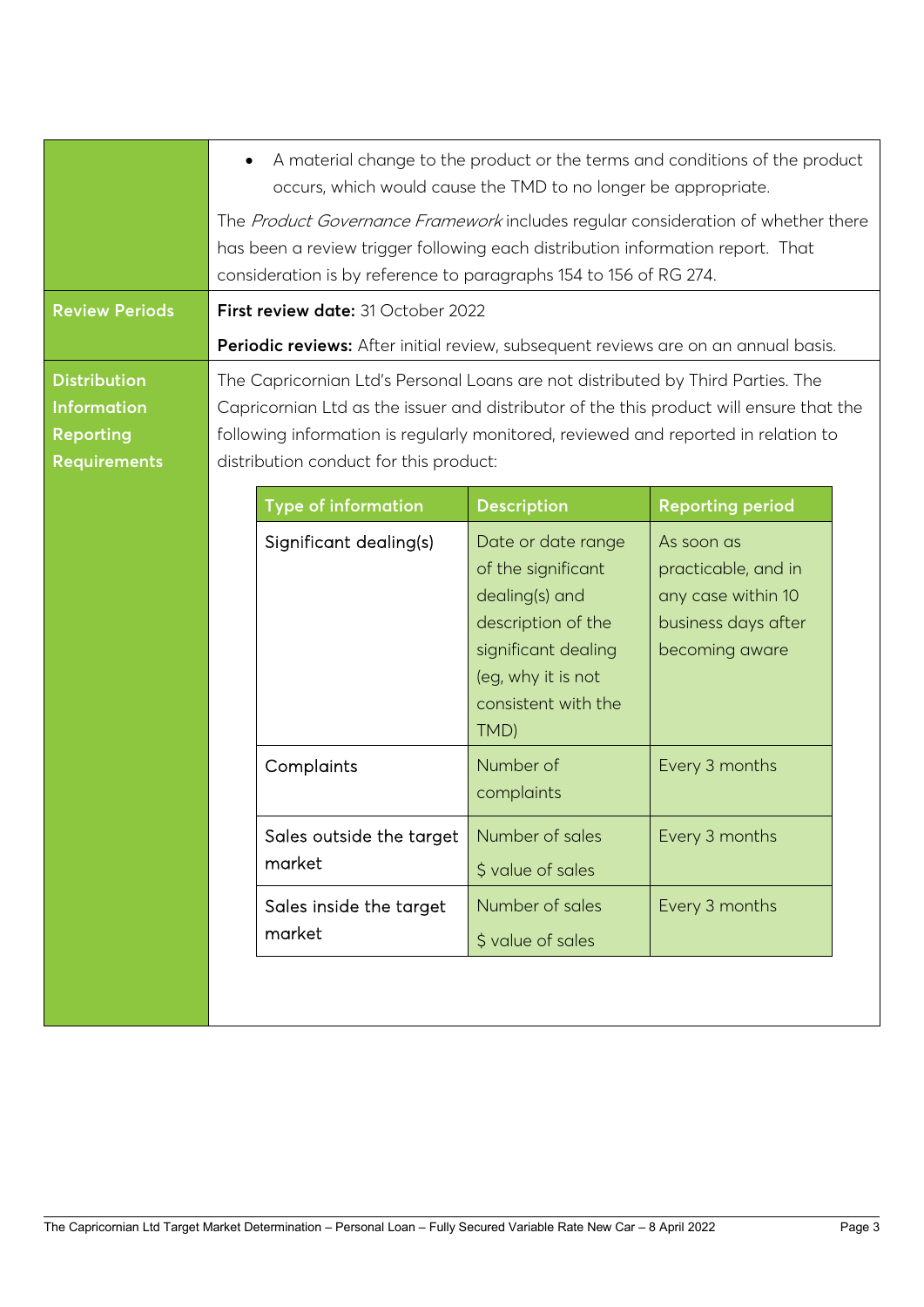| | |
|---|---|
| | • A material change to the product or the terms and conditions of the product occurs, which would cause the TMD to no longer be appropriate.<br><br>The *Product Governance Framework* includes regular consideration of whether there has been a review trigger following each distribution information report. That consideration is by reference to paragraphs 154 to 156 of RG 274. |
| **Review Periods** | **First review date:** 31 October 2022<br><br>**Periodic reviews:** After initial review, subsequent reviews are on an annual basis. |
| **Distribution Information Reporting Requirements** | The Capricornian Ltd's Personal Loans are not distributed by Third Parties. The Capricornian Ltd as the issuer and distributor of the this product will ensure that the following information is regularly monitored, reviewed and reported in relation to distribution conduct for this product: |

| Type of information | Description | Reporting period |
|---|---|---|
| Significant dealing(s) | Date or date range of the significant dealing(s) and description of the significant dealing (eg, why it is not consistent with the TMD) | As soon as practicable, and in any case within 10 business days after becoming aware |
| Complaints | Number of complaints | Every 3 months |
| Sales outside the target market | Number of sales<br>$ value of sales | Every 3 months |
| Sales inside the target market | Number of sales<br>$ value of sales | Every 3 months |